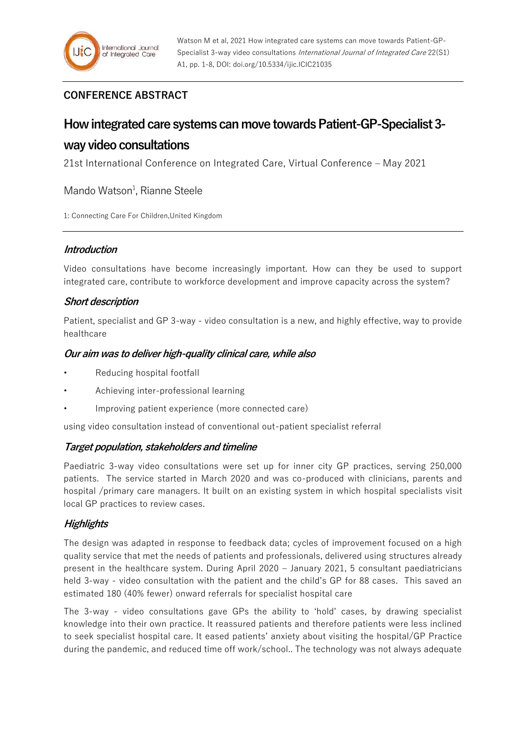## CONFERENCE ABSTRACT

# How integrated care systems can move towards Patient-GP-Specialist 3-way video consultations

21st International Conference on Integrated Care, Virtual Conference – May 2021

Mando Watson[1], Rianne Steele

1: Connecting Care For Children,United Kingdom

### *Introduction*

Video consultations have become increasingly important. How can they be used to support integrated care, contribute to workforce development and improve capacity across the system?

### *Short description*

Patient, specialist and GP 3-way - video consultation is a new, and highly effective, way to provide healthcare

### *Our aim was to deliver high-quality clinical care, while also*

- Reducing hospital footfall
- Achieving inter-professional learning
- Improving patient experience (more connected care)

using video consultation instead of conventional out-patient specialist referral

### *Target population, stakeholders and timeline*

Paediatric 3-way video consultations were set up for inner city GP practices, serving 250,000 patients. The service started in March 2020 and was co-produced with clinicians, parents and hospital /primary care managers. It built on an existing system in which hospital specialists visit local GP practices to review cases.

### *Highlights*

The design was adapted in response to feedback data; cycles of improvement focused on a high quality service that met the needs of patients and professionals, delivered using structures already present in the healthcare system. During April 2020 – January 2021, 5 consultant paediatricians held 3-way - video consultation with the patient and the child's GP for 88 cases. This saved an estimated 180 (40% fewer) onward referrals for specialist hospital care

The 3-way - video consultations gave GPs the ability to 'hold' cases, by drawing specialist knowledge into their own practice. It reassured patients and therefore patients were less inclined to seek specialist hospital care. It eased patients' anxiety about visiting the hospital/GP Practice during the pandemic, and reduced time off work/school.. The technology was not always adequate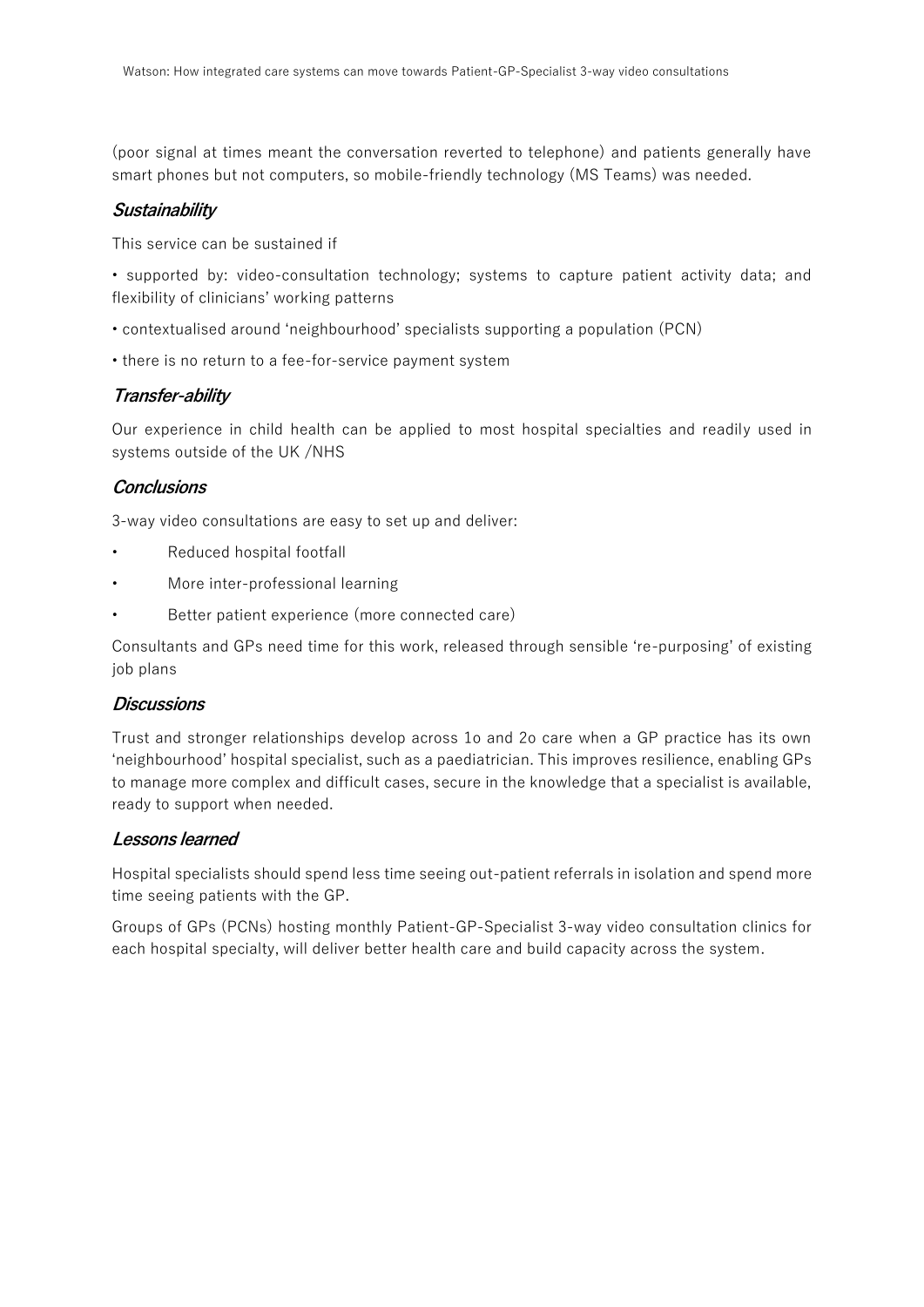(poor signal at times meant the conversation reverted to telephone) and patients generally have smart phones but not computers, so mobile-friendly technology (MS Teams) was needed.

### *Sustainability*

This service can be sustained if

• supported by: video-consultation technology; systems to capture patient activity data; and flexibility of clinicians' working patterns

• contextualised around 'neighbourhood' specialists supporting a population (PCN)

• there is no return to a fee-for-service payment system

### *Transfer-ability*

Our experience in child health can be applied to most hospital specialties and readily used in systems outside of the UK /NHS

### *Conclusions*

3-way video consultations are easy to set up and deliver:

- Reduced hospital footfall
- More inter-professional learning
- Better patient experience (more connected care)

Consultants and GPs need time for this work, released through sensible 're-purposing' of existing job plans

### *Discussions*

Trust and stronger relationships develop across 1o and 2o care when a GP practice has its own 'neighbourhood' hospital specialist, such as a paediatrician. This improves resilience, enabling GPs to manage more complex and difficult cases, secure in the knowledge that a specialist is available, ready to support when needed.

### *Lessons learned*

Hospital specialists should spend less time seeing out-patient referrals in isolation and spend more time seeing patients with the GP.

Groups of GPs (PCNs) hosting monthly Patient-GP-Specialist 3-way video consultation clinics for each hospital specialty, will deliver better health care and build capacity across the system.